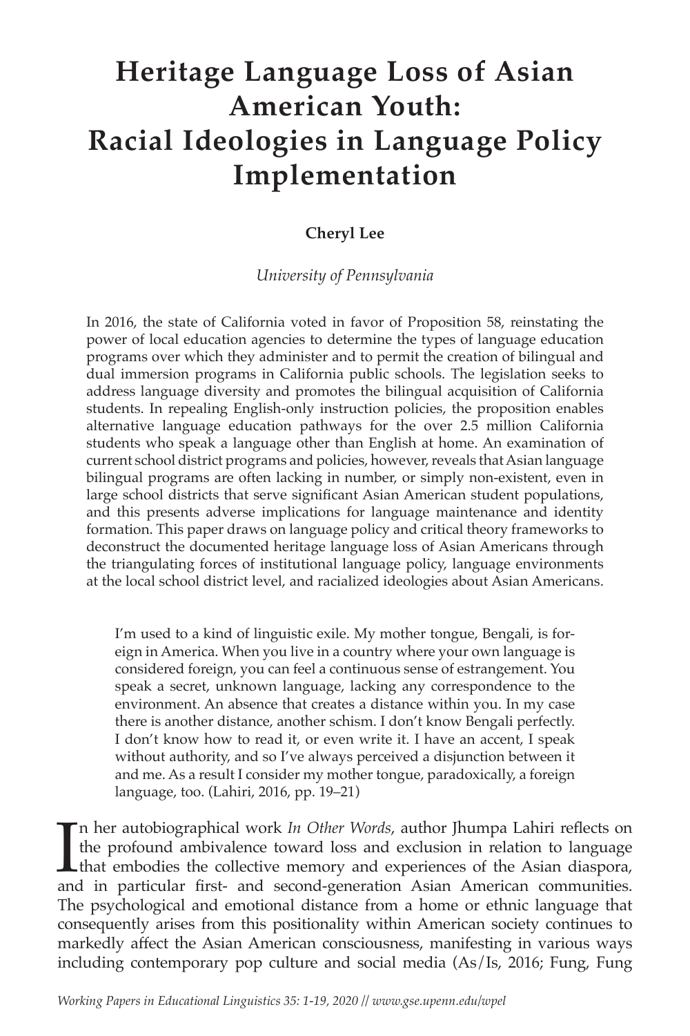# Heritage Language Loss of Asian American Youth: Racial Ideologies in Language Policy Implementation

**Cheryl Lee**

*University of Pennsylvania*

In 2016, the state of California voted in favor of Proposition 58, reinstating the power of local education agencies to determine the types of language education programs over which they administer and to permit the creation of bilingual and dual immersion programs in California public schools. The legislation seeks to address language diversity and promotes the bilingual acquisition of California students. In repealing English-only instruction policies, the proposition enables alternative language education pathways for the over 2.5 million California students who speak a language other than English at home. An examination of current school district programs and policies, however, reveals that Asian language bilingual programs are often lacking in number, or simply non-existent, even in large school districts that serve significant Asian American student populations, and this presents adverse implications for language maintenance and identity formation. This paper draws on language policy and critical theory frameworks to deconstruct the documented heritage language loss of Asian Americans through the triangulating forces of institutional language policy, language environments at the local school district level, and racialized ideologies about Asian Americans.

> I'm used to a kind of linguistic exile. My mother tongue, Bengali, is foreign in America. When you live in a country where your own language is considered foreign, you can feel a continuous sense of estrangement. You speak a secret, unknown language, lacking any correspondence to the environment. An absence that creates a distance within you. In my case there is another distance, another schism. I don't know Bengali perfectly. I don't know how to read it, or even write it. I have an accent, I speak without authority, and so I've always perceived a disjunction between it and me. As a result I consider my mother tongue, paradoxically, a foreign language, too. (Lahiri, 2016, pp. 19–21)

In her autobiographical work *In Other Words*, author Jhumpa Lahiri reflects on the profound ambivalence toward loss and exclusion in relation to language that embodies the collective memory and experiences of the Asian diaspora, and in particular first- and second-generation Asian American communities. The psychological and emotional distance from a home or ethnic language that consequently arises from this positionality within American society continues to markedly affect the Asian American consciousness, manifesting in various ways including contemporary pop culture and social media (As/Is, 2016; Fung, Fung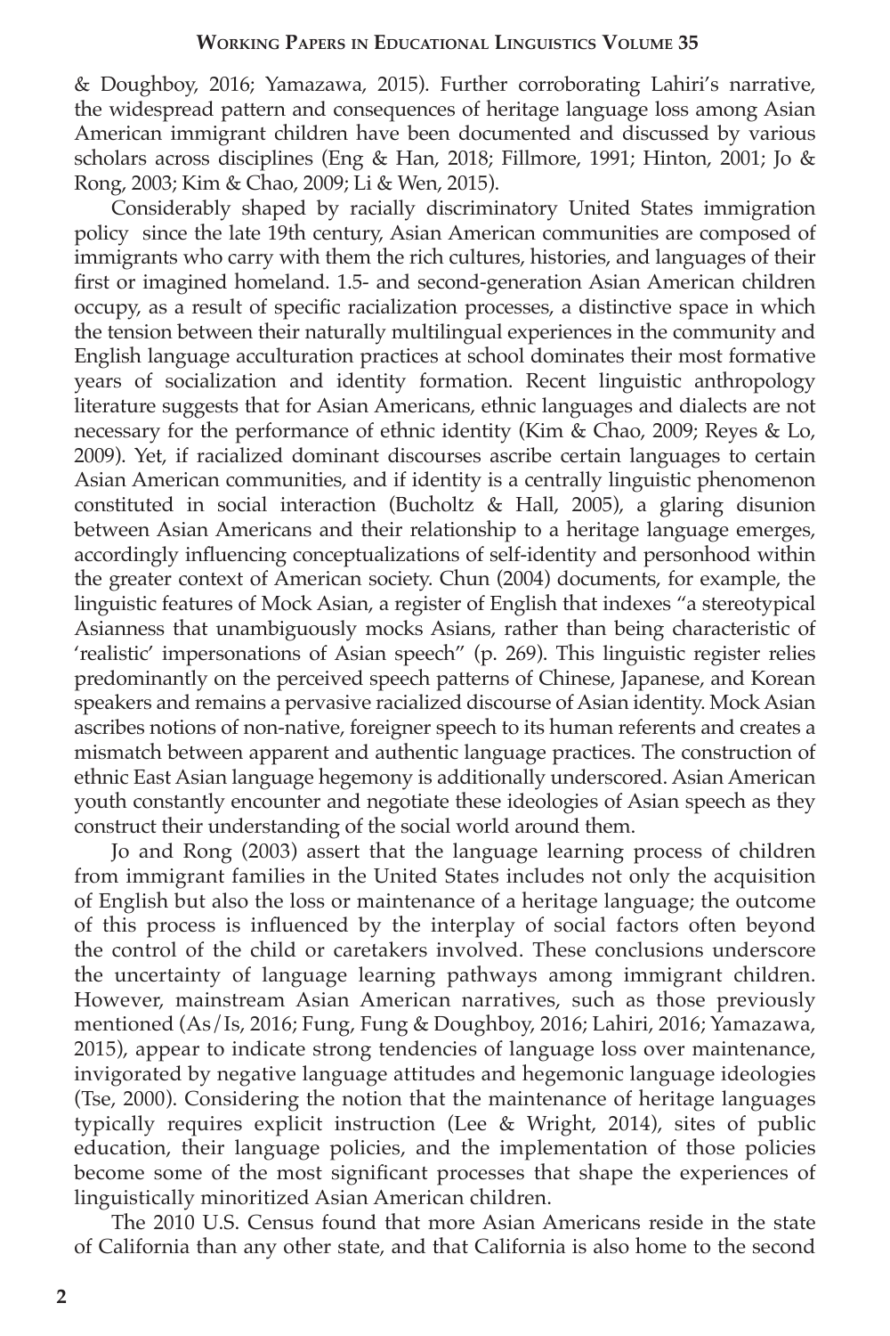& Doughboy, 2016; Yamazawa, 2015). Further corroborating Lahiri's narrative, the widespread pattern and consequences of heritage language loss among Asian American immigrant children have been documented and discussed by various scholars across disciplines (Eng & Han, 2018; Fillmore, 1991; Hinton, 2001; Jo & Rong, 2003; Kim & Chao, 2009; Li & Wen, 2015).

Considerably shaped by racially discriminatory United States immigration policy since the late 19th century, Asian American communities are composed of immigrants who carry with them the rich cultures, histories, and languages of their first or imagined homeland. 1.5- and second-generation Asian American children occupy, as a result of specific racialization processes, a distinctive space in which the tension between their naturally multilingual experiences in the community and English language acculturation practices at school dominates their most formative years of socialization and identity formation. Recent linguistic anthropology literature suggests that for Asian Americans, ethnic languages and dialects are not necessary for the performance of ethnic identity (Kim & Chao, 2009; Reyes & Lo, 2009). Yet, if racialized dominant discourses ascribe certain languages to certain Asian American communities, and if identity is a centrally linguistic phenomenon constituted in social interaction (Bucholtz & Hall, 2005), a glaring disunion between Asian Americans and their relationship to a heritage language emerges, accordingly influencing conceptualizations of self-identity and personhood within the greater context of American society. Chun (2004) documents, for example, the linguistic features of Mock Asian, a register of English that indexes "a stereotypical Asianness that unambiguously mocks Asians, rather than being characteristic of 'realistic' impersonations of Asian speech" (p. 269). This linguistic register relies predominantly on the perceived speech patterns of Chinese, Japanese, and Korean speakers and remains a pervasive racialized discourse of Asian identity. Mock Asian ascribes notions of non-native, foreigner speech to its human referents and creates a mismatch between apparent and authentic language practices. The construction of ethnic East Asian language hegemony is additionally underscored. Asian American youth constantly encounter and negotiate these ideologies of Asian speech as they construct their understanding of the social world around them.

Jo and Rong (2003) assert that the language learning process of children from immigrant families in the United States includes not only the acquisition of English but also the loss or maintenance of a heritage language; the outcome of this process is influenced by the interplay of social factors often beyond the control of the child or caretakers involved. These conclusions underscore the uncertainty of language learning pathways among immigrant children. However, mainstream Asian American narratives, such as those previously mentioned (As/Is, 2016; Fung, Fung & Doughboy, 2016; Lahiri, 2016; Yamazawa, 2015), appear to indicate strong tendencies of language loss over maintenance, invigorated by negative language attitudes and hegemonic language ideologies (Tse, 2000). Considering the notion that the maintenance of heritage languages typically requires explicit instruction (Lee & Wright, 2014), sites of public education, their language policies, and the implementation of those policies become some of the most significant processes that shape the experiences of linguistically minoritized Asian American children.

The 2010 U.S. Census found that more Asian Americans reside in the state of California than any other state, and that California is also home to the second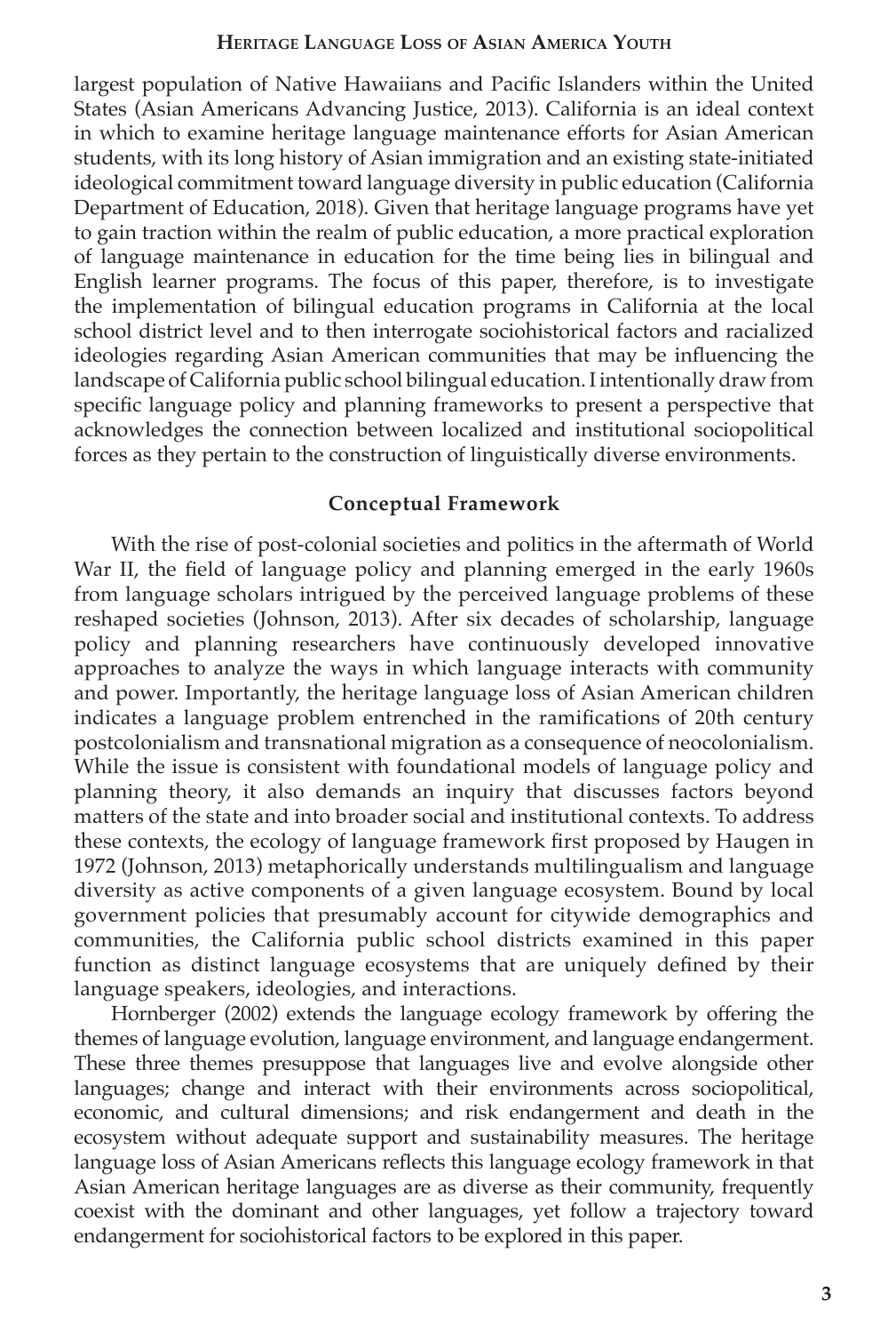largest population of Native Hawaiians and Pacific Islanders within the United States (Asian Americans Advancing Justice, 2013). California is an ideal context in which to examine heritage language maintenance efforts for Asian American students, with its long history of Asian immigration and an existing state-initiated ideological commitment toward language diversity in public education (California Department of Education, 2018). Given that heritage language programs have yet to gain traction within the realm of public education, a more practical exploration of language maintenance in education for the time being lies in bilingual and English learner programs. The focus of this paper, therefore, is to investigate the implementation of bilingual education programs in California at the local school district level and to then interrogate sociohistorical factors and racialized ideologies regarding Asian American communities that may be influencing the landscape of California public school bilingual education. I intentionally draw from specific language policy and planning frameworks to present a perspective that acknowledges the connection between localized and institutional sociopolitical forces as they pertain to the construction of linguistically diverse environments.

## Conceptual Framework

With the rise of post-colonial societies and politics in the aftermath of World War II, the field of language policy and planning emerged in the early 1960s from language scholars intrigued by the perceived language problems of these reshaped societies (Johnson, 2013). After six decades of scholarship, language policy and planning researchers have continuously developed innovative approaches to analyze the ways in which language interacts with community and power. Importantly, the heritage language loss of Asian American children indicates a language problem entrenched in the ramifications of 20th century postcolonialism and transnational migration as a consequence of neocolonialism. While the issue is consistent with foundational models of language policy and planning theory, it also demands an inquiry that discusses factors beyond matters of the state and into broader social and institutional contexts. To address these contexts, the ecology of language framework first proposed by Haugen in 1972 (Johnson, 2013) metaphorically understands multilingualism and language diversity as active components of a given language ecosystem. Bound by local government policies that presumably account for citywide demographics and communities, the California public school districts examined in this paper function as distinct language ecosystems that are uniquely defined by their language speakers, ideologies, and interactions.

Hornberger (2002) extends the language ecology framework by offering the themes of language evolution, language environment, and language endangerment. These three themes presuppose that languages live and evolve alongside other languages; change and interact with their environments across sociopolitical, economic, and cultural dimensions; and risk endangerment and death in the ecosystem without adequate support and sustainability measures. The heritage language loss of Asian Americans reflects this language ecology framework in that Asian American heritage languages are as diverse as their community, frequently coexist with the dominant and other languages, yet follow a trajectory toward endangerment for sociohistorical factors to be explored in this paper.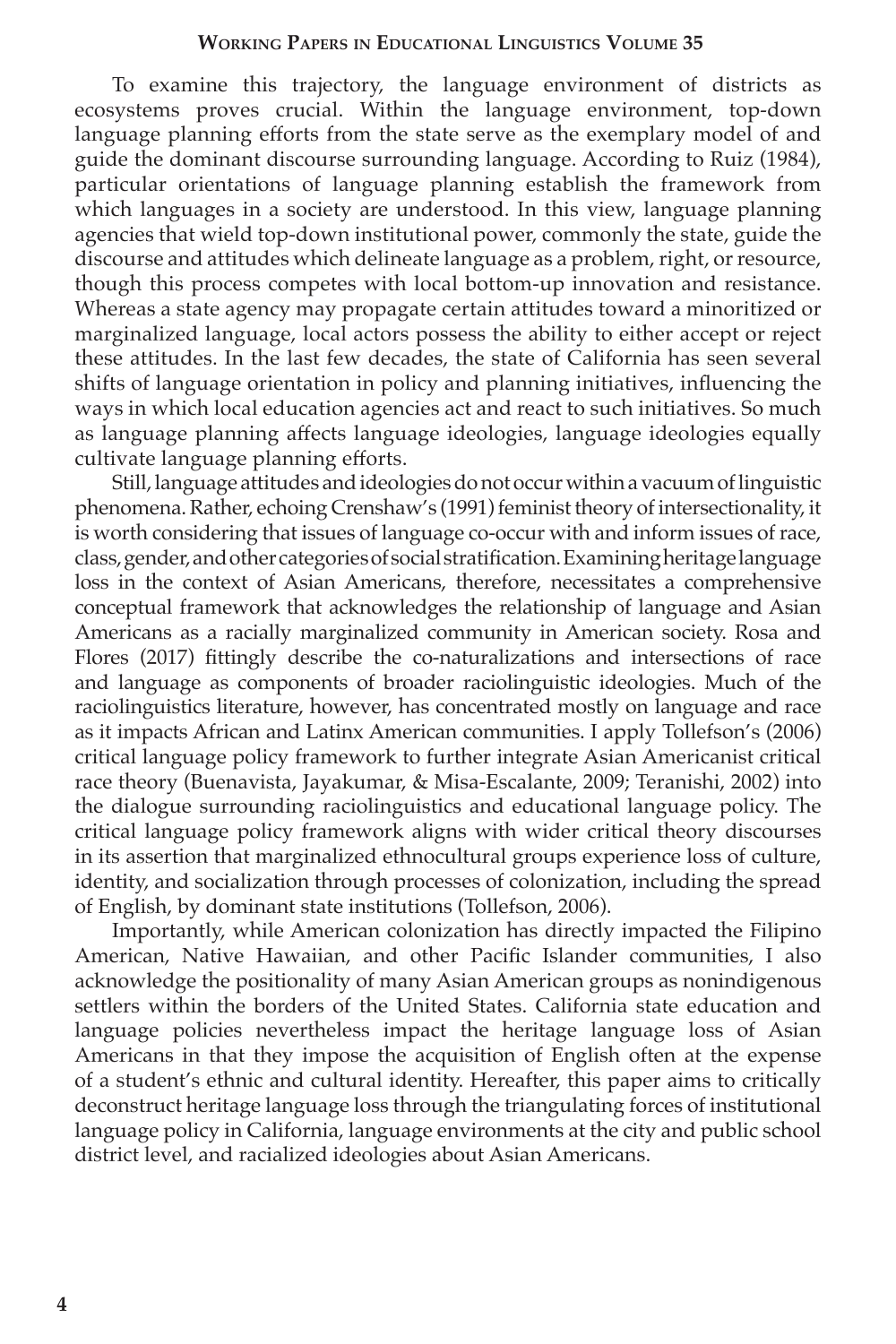To examine this trajectory, the language environment of districts as ecosystems proves crucial. Within the language environment, top-down language planning efforts from the state serve as the exemplary model of and guide the dominant discourse surrounding language. According to Ruiz (1984), particular orientations of language planning establish the framework from which languages in a society are understood. In this view, language planning agencies that wield top-down institutional power, commonly the state, guide the discourse and attitudes which delineate language as a problem, right, or resource, though this process competes with local bottom-up innovation and resistance. Whereas a state agency may propagate certain attitudes toward a minoritized or marginalized language, local actors possess the ability to either accept or reject these attitudes. In the last few decades, the state of California has seen several shifts of language orientation in policy and planning initiatives, influencing the ways in which local education agencies act and react to such initiatives. So much as language planning affects language ideologies, language ideologies equally cultivate language planning efforts.

Still, language attitudes and ideologies do not occur within a vacuum of linguistic phenomena. Rather, echoing Crenshaw's (1991) feminist theory of intersectionality, it is worth considering that issues of language co-occur with and inform issues of race, class, gender, and other categories of social stratification. Examining heritage language loss in the context of Asian Americans, therefore, necessitates a comprehensive conceptual framework that acknowledges the relationship of language and Asian Americans as a racially marginalized community in American society. Rosa and Flores (2017) fittingly describe the co-naturalizations and intersections of race and language as components of broader raciolinguistic ideologies. Much of the raciolinguistics literature, however, has concentrated mostly on language and race as it impacts African and Latinx American communities. I apply Tollefson's (2006) critical language policy framework to further integrate Asian Americanist critical race theory (Buenavista, Jayakumar, & Misa-Escalante, 2009; Teranishi, 2002) into the dialogue surrounding raciolinguistics and educational language policy. The critical language policy framework aligns with wider critical theory discourses in its assertion that marginalized ethnocultural groups experience loss of culture, identity, and socialization through processes of colonization, including the spread of English, by dominant state institutions (Tollefson, 2006).

Importantly, while American colonization has directly impacted the Filipino American, Native Hawaiian, and other Pacific Islander communities, I also acknowledge the positionality of many Asian American groups as nonindigenous settlers within the borders of the United States. California state education and language policies nevertheless impact the heritage language loss of Asian Americans in that they impose the acquisition of English often at the expense of a student's ethnic and cultural identity. Hereafter, this paper aims to critically deconstruct heritage language loss through the triangulating forces of institutional language policy in California, language environments at the city and public school district level, and racialized ideologies about Asian Americans.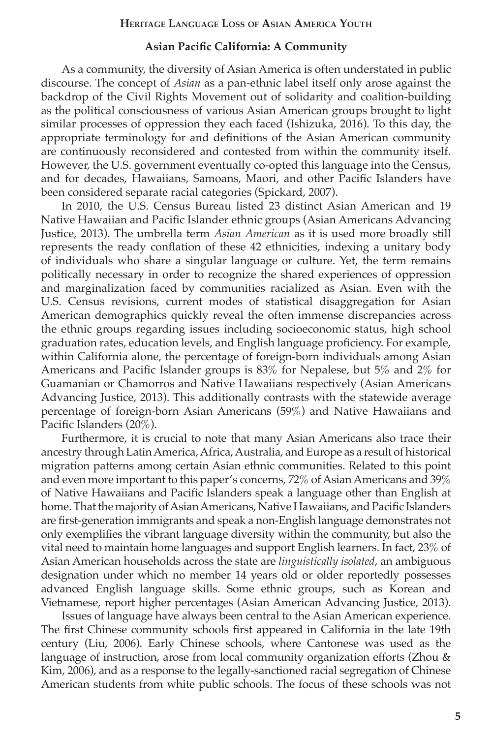## Asian Pacific California: A Community

As a community, the diversity of Asian America is often understated in public discourse. The concept of *Asian* as a pan-ethnic label itself only arose against the backdrop of the Civil Rights Movement out of solidarity and coalition-building as the political consciousness of various Asian American groups brought to light similar processes of oppression they each faced (Ishizuka, 2016). To this day, the appropriate terminology for and definitions of the Asian American community are continuously reconsidered and contested from within the community itself. However, the U.S. government eventually co-opted this language into the Census, and for decades, Hawaiians, Samoans, Maori, and other Pacific Islanders have been considered separate racial categories (Spickard, 2007).

In 2010, the U.S. Census Bureau listed 23 distinct Asian American and 19 Native Hawaiian and Pacific Islander ethnic groups (Asian Americans Advancing Justice, 2013). The umbrella term *Asian American* as it is used more broadly still represents the ready conflation of these 42 ethnicities, indexing a unitary body of individuals who share a singular language or culture. Yet, the term remains politically necessary in order to recognize the shared experiences of oppression and marginalization faced by communities racialized as Asian. Even with the U.S. Census revisions, current modes of statistical disaggregation for Asian American demographics quickly reveal the often immense discrepancies across the ethnic groups regarding issues including socioeconomic status, high school graduation rates, education levels, and English language proficiency. For example, within California alone, the percentage of foreign-born individuals among Asian Americans and Pacific Islander groups is 83% for Nepalese, but 5% and 2% for Guamanian or Chamorros and Native Hawaiians respectively (Asian Americans Advancing Justice, 2013). This additionally contrasts with the statewide average percentage of foreign-born Asian Americans (59%) and Native Hawaiians and Pacific Islanders (20%).

Furthermore, it is crucial to note that many Asian Americans also trace their ancestry through Latin America, Africa, Australia, and Europe as a result of historical migration patterns among certain Asian ethnic communities. Related to this point and even more important to this paper's concerns, 72% of Asian Americans and 39% of Native Hawaiians and Pacific Islanders speak a language other than English at home. That the majority of Asian Americans, Native Hawaiians, and Pacific Islanders are first-generation immigrants and speak a non-English language demonstrates not only exemplifies the vibrant language diversity within the community, but also the vital need to maintain home languages and support English learners. In fact, 23% of Asian American households across the state are *linguistically isolated*, an ambiguous designation under which no member 14 years old or older reportedly possesses advanced English language skills. Some ethnic groups, such as Korean and Vietnamese, report higher percentages (Asian American Advancing Justice, 2013).

Issues of language have always been central to the Asian American experience. The first Chinese community schools first appeared in California in the late 19th century (Liu, 2006). Early Chinese schools, where Cantonese was used as the language of instruction, arose from local community organization efforts (Zhou & Kim, 2006), and as a response to the legally-sanctioned racial segregation of Chinese American students from white public schools. The focus of these schools was not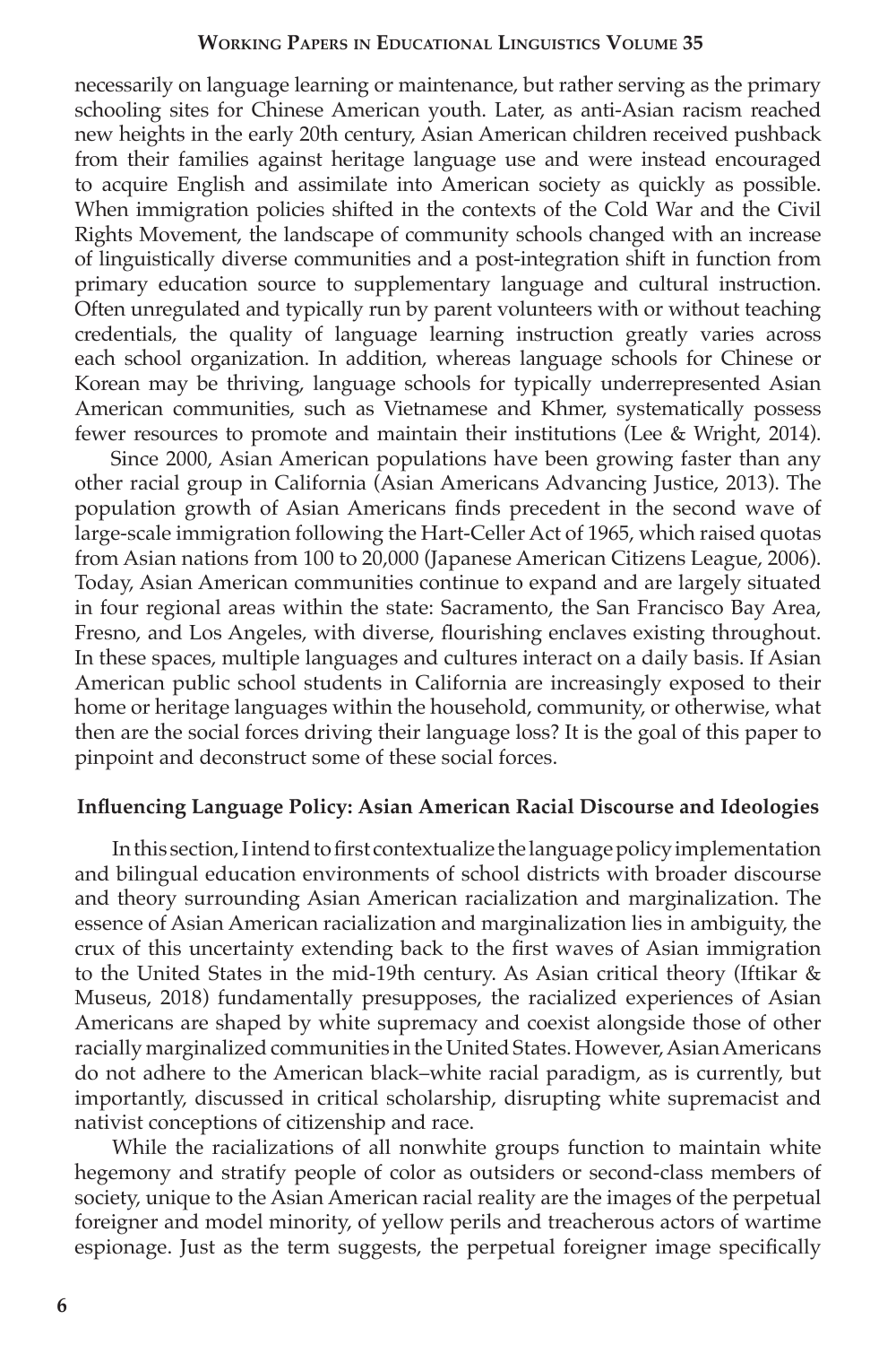necessarily on language learning or maintenance, but rather serving as the primary schooling sites for Chinese American youth. Later, as anti-Asian racism reached new heights in the early 20th century, Asian American children received pushback from their families against heritage language use and were instead encouraged to acquire English and assimilate into American society as quickly as possible. When immigration policies shifted in the contexts of the Cold War and the Civil Rights Movement, the landscape of community schools changed with an increase of linguistically diverse communities and a post-integration shift in function from primary education source to supplementary language and cultural instruction. Often unregulated and typically run by parent volunteers with or without teaching credentials, the quality of language learning instruction greatly varies across each school organization. In addition, whereas language schools for Chinese or Korean may be thriving, language schools for typically underrepresented Asian American communities, such as Vietnamese and Khmer, systematically possess fewer resources to promote and maintain their institutions (Lee & Wright, 2014).

Since 2000, Asian American populations have been growing faster than any other racial group in California (Asian Americans Advancing Justice, 2013). The population growth of Asian Americans finds precedent in the second wave of large-scale immigration following the Hart-Celler Act of 1965, which raised quotas from Asian nations from 100 to 20,000 (Japanese American Citizens League, 2006). Today, Asian American communities continue to expand and are largely situated in four regional areas within the state: Sacramento, the San Francisco Bay Area, Fresno, and Los Angeles, with diverse, flourishing enclaves existing throughout. In these spaces, multiple languages and cultures interact on a daily basis. If Asian American public school students in California are increasingly exposed to their home or heritage languages within the household, community, or otherwise, what then are the social forces driving their language loss? It is the goal of this paper to pinpoint and deconstruct some of these social forces.

## Influencing Language Policy: Asian American Racial Discourse and Ideologies

In this section, I intend to first contextualize the language policy implementation and bilingual education environments of school districts with broader discourse and theory surrounding Asian American racialization and marginalization. The essence of Asian American racialization and marginalization lies in ambiguity, the crux of this uncertainty extending back to the first waves of Asian immigration to the United States in the mid-19th century. As Asian critical theory (Iftikar & Museus, 2018) fundamentally presupposes, the racialized experiences of Asian Americans are shaped by white supremacy and coexist alongside those of other racially marginalized communities in the United States. However, Asian Americans do not adhere to the American black–white racial paradigm, as is currently, but importantly, discussed in critical scholarship, disrupting white supremacist and nativist conceptions of citizenship and race.

While the racializations of all nonwhite groups function to maintain white hegemony and stratify people of color as outsiders or second-class members of society, unique to the Asian American racial reality are the images of the perpetual foreigner and model minority, of yellow perils and treacherous actors of wartime espionage. Just as the term suggests, the perpetual foreigner image specifically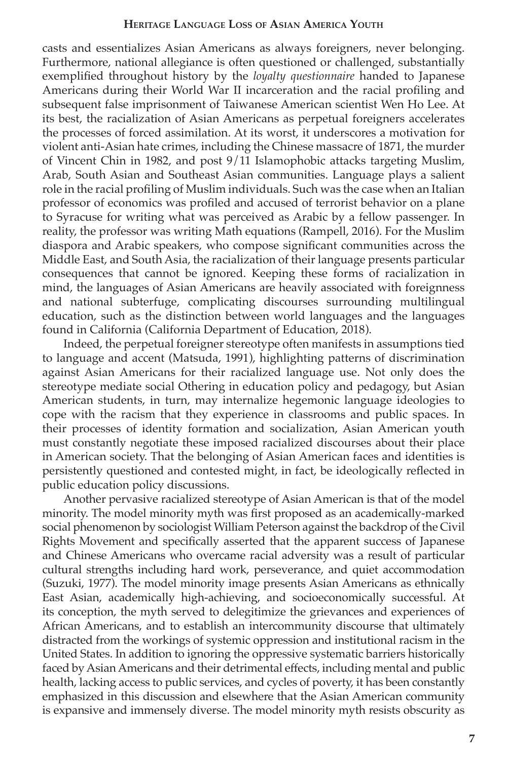casts and essentializes Asian Americans as always foreigners, never belonging. Furthermore, national allegiance is often questioned or challenged, substantially exemplified throughout history by the *loyalty questionnaire* handed to Japanese Americans during their World War II incarceration and the racial profiling and subsequent false imprisonment of Taiwanese American scientist Wen Ho Lee. At its best, the racialization of Asian Americans as perpetual foreigners accelerates the processes of forced assimilation. At its worst, it underscores a motivation for violent anti-Asian hate crimes, including the Chinese massacre of 1871, the murder of Vincent Chin in 1982, and post 9/11 Islamophobic attacks targeting Muslim, Arab, South Asian and Southeast Asian communities. Language plays a salient role in the racial profiling of Muslim individuals. Such was the case when an Italian professor of economics was profiled and accused of terrorist behavior on a plane to Syracuse for writing what was perceived as Arabic by a fellow passenger. In reality, the professor was writing Math equations (Rampell, 2016). For the Muslim diaspora and Arabic speakers, who compose significant communities across the Middle East, and South Asia, the racialization of their language presents particular consequences that cannot be ignored. Keeping these forms of racialization in mind, the languages of Asian Americans are heavily associated with foreignness and national subterfuge, complicating discourses surrounding multilingual education, such as the distinction between world languages and the languages found in California (California Department of Education, 2018).

Indeed, the perpetual foreigner stereotype often manifests in assumptions tied to language and accent (Matsuda, 1991), highlighting patterns of discrimination against Asian Americans for their racialized language use. Not only does the stereotype mediate social Othering in education policy and pedagogy, but Asian American students, in turn, may internalize hegemonic language ideologies to cope with the racism that they experience in classrooms and public spaces. In their processes of identity formation and socialization, Asian American youth must constantly negotiate these imposed racialized discourses about their place in American society. That the belonging of Asian American faces and identities is persistently questioned and contested might, in fact, be ideologically reflected in public education policy discussions.

Another pervasive racialized stereotype of Asian American is that of the model minority. The model minority myth was first proposed as an academically-marked social phenomenon by sociologist William Peterson against the backdrop of the Civil Rights Movement and specifically asserted that the apparent success of Japanese and Chinese Americans who overcame racial adversity was a result of particular cultural strengths including hard work, perseverance, and quiet accommodation (Suzuki, 1977). The model minority image presents Asian Americans as ethnically East Asian, academically high-achieving, and socioeconomically successful. At its conception, the myth served to delegitimize the grievances and experiences of African Americans, and to establish an intercommunity discourse that ultimately distracted from the workings of systemic oppression and institutional racism in the United States. In addition to ignoring the oppressive systematic barriers historically faced by Asian Americans and their detrimental effects, including mental and public health, lacking access to public services, and cycles of poverty, it has been constantly emphasized in this discussion and elsewhere that the Asian American community is expansive and immensely diverse. The model minority myth resists obscurity as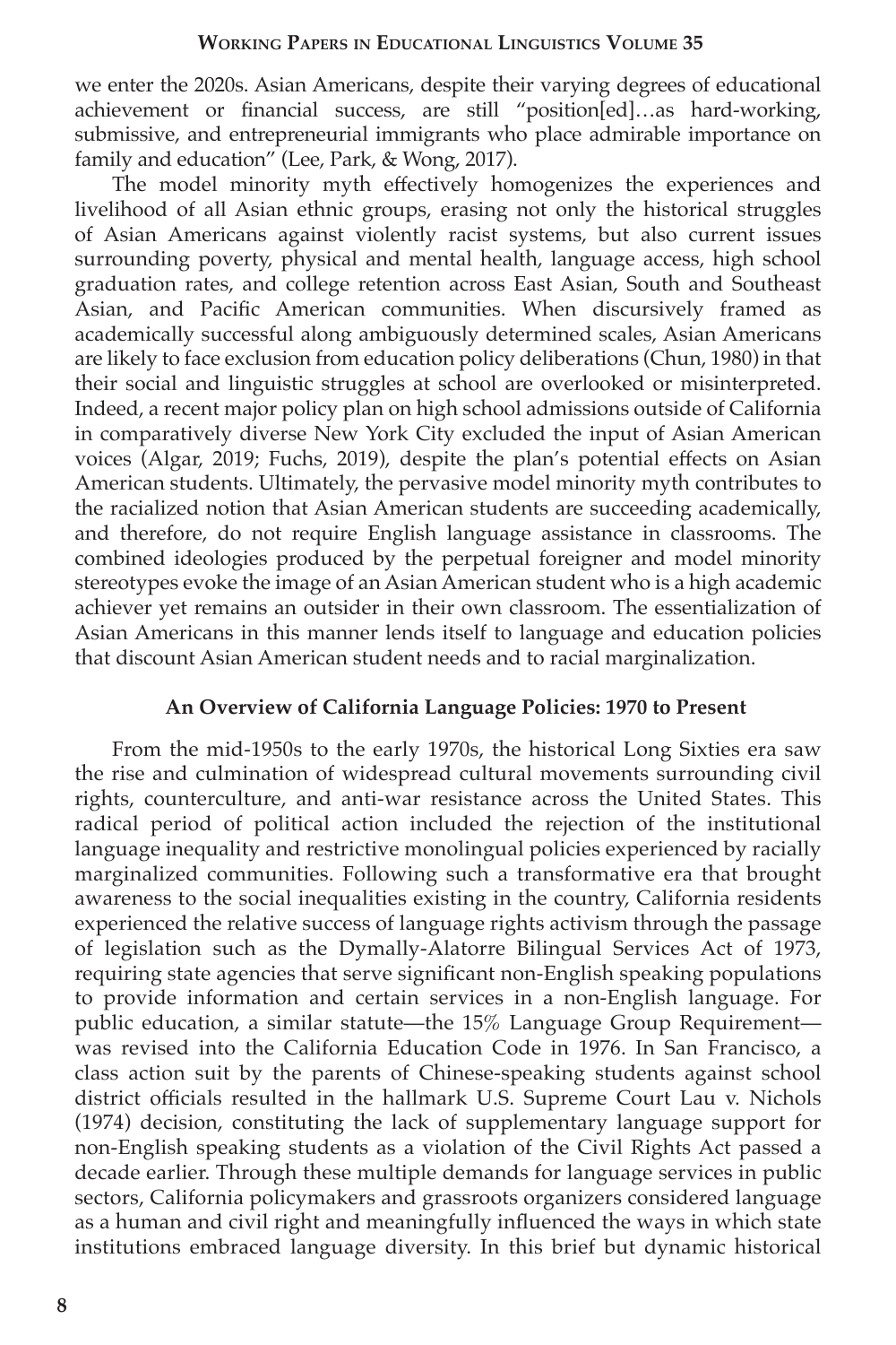we enter the 2020s. Asian Americans, despite their varying degrees of educational achievement or financial success, are still "position[ed]…as hard-working, submissive, and entrepreneurial immigrants who place admirable importance on family and education" (Lee, Park, & Wong, 2017).

The model minority myth effectively homogenizes the experiences and livelihood of all Asian ethnic groups, erasing not only the historical struggles of Asian Americans against violently racist systems, but also current issues surrounding poverty, physical and mental health, language access, high school graduation rates, and college retention across East Asian, South and Southeast Asian, and Pacific American communities. When discursively framed as academically successful along ambiguously determined scales, Asian Americans are likely to face exclusion from education policy deliberations (Chun, 1980) in that their social and linguistic struggles at school are overlooked or misinterpreted. Indeed, a recent major policy plan on high school admissions outside of California in comparatively diverse New York City excluded the input of Asian American voices (Algar, 2019; Fuchs, 2019), despite the plan's potential effects on Asian American students. Ultimately, the pervasive model minority myth contributes to the racialized notion that Asian American students are succeeding academically, and therefore, do not require English language assistance in classrooms. The combined ideologies produced by the perpetual foreigner and model minority stereotypes evoke the image of an Asian American student who is a high academic achiever yet remains an outsider in their own classroom. The essentialization of Asian Americans in this manner lends itself to language and education policies that discount Asian American student needs and to racial marginalization.

## An Overview of California Language Policies: 1970 to Present

From the mid-1950s to the early 1970s, the historical Long Sixties era saw the rise and culmination of widespread cultural movements surrounding civil rights, counterculture, and anti-war resistance across the United States. This radical period of political action included the rejection of the institutional language inequality and restrictive monolingual policies experienced by racially marginalized communities. Following such a transformative era that brought awareness to the social inequalities existing in the country, California residents experienced the relative success of language rights activism through the passage of legislation such as the Dymally-Alatorre Bilingual Services Act of 1973, requiring state agencies that serve significant non-English speaking populations to provide information and certain services in a non-English language. For public education, a similar statute—the 15% Language Group Requirement—was revised into the California Education Code in 1976. In San Francisco, a class action suit by the parents of Chinese-speaking students against school district officials resulted in the hallmark U.S. Supreme Court Lau v. Nichols (1974) decision, constituting the lack of supplementary language support for non-English speaking students as a violation of the Civil Rights Act passed a decade earlier. Through these multiple demands for language services in public sectors, California policymakers and grassroots organizers considered language as a human and civil right and meaningfully influenced the ways in which state institutions embraced language diversity. In this brief but dynamic historical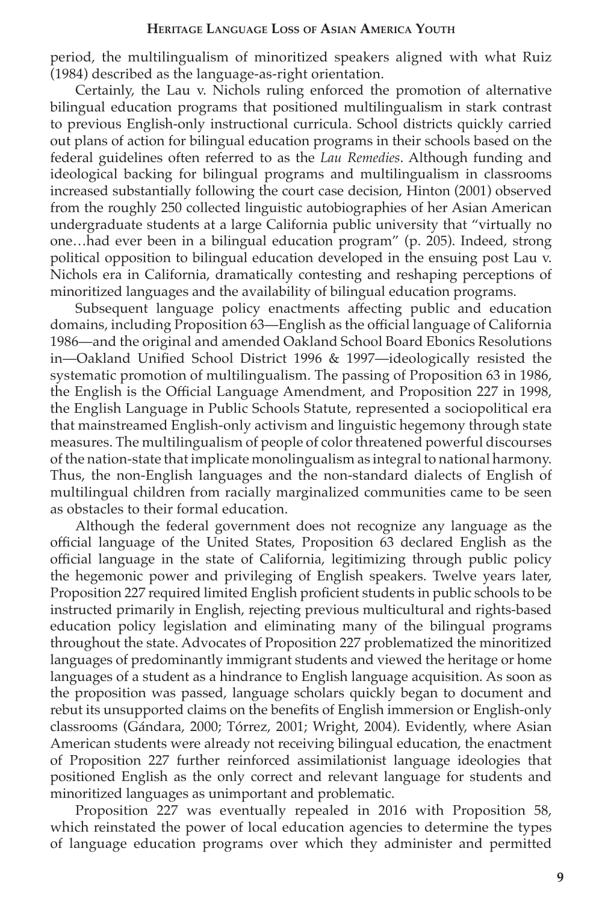period, the multilingualism of minoritized speakers aligned with what Ruiz (1984) described as the language-as-right orientation.

Certainly, the Lau v. Nichols ruling enforced the promotion of alternative bilingual education programs that positioned multilingualism in stark contrast to previous English-only instructional curricula. School districts quickly carried out plans of action for bilingual education programs in their schools based on the federal guidelines often referred to as the *Lau Remedies*. Although funding and ideological backing for bilingual programs and multilingualism in classrooms increased substantially following the court case decision, Hinton (2001) observed from the roughly 250 collected linguistic autobiographies of her Asian American undergraduate students at a large California public university that "virtually no one…had ever been in a bilingual education program" (p. 205). Indeed, strong political opposition to bilingual education developed in the ensuing post Lau v. Nichols era in California, dramatically contesting and reshaping perceptions of minoritized languages and the availability of bilingual education programs.

Subsequent language policy enactments affecting public and education domains, including Proposition 63—English as the official language of California 1986—and the original and amended Oakland School Board Ebonics Resolutions in—Oakland Unified School District 1996 & 1997—ideologically resisted the systematic promotion of multilingualism. The passing of Proposition 63 in 1986, the English is the Official Language Amendment, and Proposition 227 in 1998, the English Language in Public Schools Statute, represented a sociopolitical era that mainstreamed English-only activism and linguistic hegemony through state measures. The multilingualism of people of color threatened powerful discourses of the nation-state that implicate monolingualism as integral to national harmony. Thus, the non-English languages and the non-standard dialects of English of multilingual children from racially marginalized communities came to be seen as obstacles to their formal education.

Although the federal government does not recognize any language as the official language of the United States, Proposition 63 declared English as the official language in the state of California, legitimizing through public policy the hegemonic power and privileging of English speakers. Twelve years later, Proposition 227 required limited English proficient students in public schools to be instructed primarily in English, rejecting previous multicultural and rights-based education policy legislation and eliminating many of the bilingual programs throughout the state. Advocates of Proposition 227 problematized the minoritized languages of predominantly immigrant students and viewed the heritage or home languages of a student as a hindrance to English language acquisition. As soon as the proposition was passed, language scholars quickly began to document and rebut its unsupported claims on the benefits of English immersion or English-only classrooms (Gándara, 2000; Tórrez, 2001; Wright, 2004). Evidently, where Asian American students were already not receiving bilingual education, the enactment of Proposition 227 further reinforced assimilationist language ideologies that positioned English as the only correct and relevant language for students and minoritized languages as unimportant and problematic.

Proposition 227 was eventually repealed in 2016 with Proposition 58, which reinstated the power of local education agencies to determine the types of language education programs over which they administer and permitted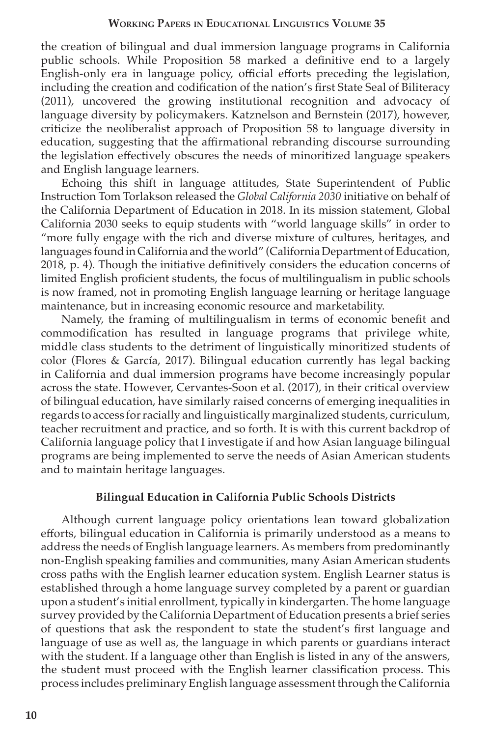the creation of bilingual and dual immersion language programs in California public schools. While Proposition 58 marked a definitive end to a largely English-only era in language policy, official efforts preceding the legislation, including the creation and codification of the nation's first State Seal of Biliteracy (2011), uncovered the growing institutional recognition and advocacy of language diversity by policymakers. Katznelson and Bernstein (2017), however, criticize the neoliberalist approach of Proposition 58 to language diversity in education, suggesting that the affirmational rebranding discourse surrounding the legislation effectively obscures the needs of minoritized language speakers and English language learners.

Echoing this shift in language attitudes, State Superintendent of Public Instruction Tom Torlakson released the *Global California 2030* initiative on behalf of the California Department of Education in 2018. In its mission statement, Global California 2030 seeks to equip students with "world language skills" in order to "more fully engage with the rich and diverse mixture of cultures, heritages, and languages found in California and the world" (California Department of Education, 2018, p. 4). Though the initiative definitively considers the education concerns of limited English proficient students, the focus of multilingualism in public schools is now framed, not in promoting English language learning or heritage language maintenance, but in increasing economic resource and marketability.

Namely, the framing of multilingualism in terms of economic benefit and commodification has resulted in language programs that privilege white, middle class students to the detriment of linguistically minoritized students of color (Flores & García, 2017). Bilingual education currently has legal backing in California and dual immersion programs have become increasingly popular across the state. However, Cervantes-Soon et al. (2017), in their critical overview of bilingual education, have similarly raised concerns of emerging inequalities in regards to access for racially and linguistically marginalized students, curriculum, teacher recruitment and practice, and so forth. It is with this current backdrop of California language policy that I investigate if and how Asian language bilingual programs are being implemented to serve the needs of Asian American students and to maintain heritage languages.

## Bilingual Education in California Public Schools Districts

Although current language policy orientations lean toward globalization efforts, bilingual education in California is primarily understood as a means to address the needs of English language learners. As members from predominantly non-English speaking families and communities, many Asian American students cross paths with the English learner education system. English Learner status is established through a home language survey completed by a parent or guardian upon a student's initial enrollment, typically in kindergarten. The home language survey provided by the California Department of Education presents a brief series of questions that ask the respondent to state the student's first language and language of use as well as, the language in which parents or guardians interact with the student. If a language other than English is listed in any of the answers, the student must proceed with the English learner classification process. This process includes preliminary English language assessment through the California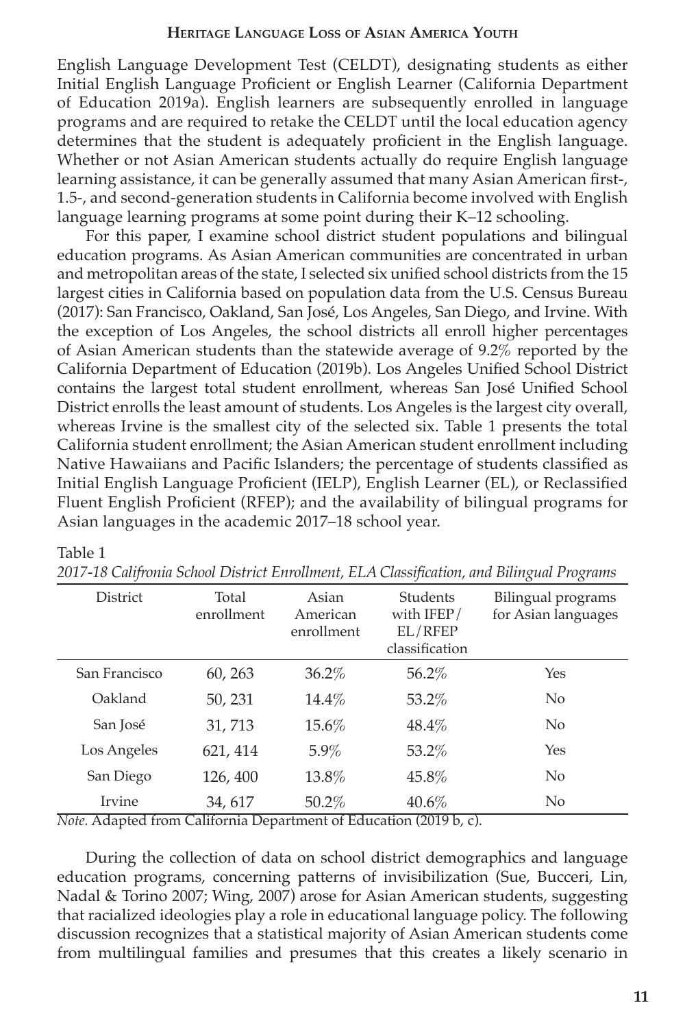English Language Development Test (CELDT), designating students as either Initial English Language Proficient or English Learner (California Department of Education 2019a). English learners are subsequently enrolled in language programs and are required to retake the CELDT until the local education agency determines that the student is adequately proficient in the English language. Whether or not Asian American students actually do require English language learning assistance, it can be generally assumed that many Asian American first-, 1.5-, and second-generation students in California become involved with English language learning programs at some point during their K–12 schooling.

For this paper, I examine school district student populations and bilingual education programs. As Asian American communities are concentrated in urban and metropolitan areas of the state, I selected six unified school districts from the 15 largest cities in California based on population data from the U.S. Census Bureau (2017): San Francisco, Oakland, San José, Los Angeles, San Diego, and Irvine. With the exception of Los Angeles, the school districts all enroll higher percentages of Asian American students than the statewide average of 9.2% reported by the California Department of Education (2019b). Los Angeles Unified School District contains the largest total student enrollment, whereas San José Unified School District enrolls the least amount of students. Los Angeles is the largest city overall, whereas Irvine is the smallest city of the selected six. Table 1 presents the total California student enrollment; the Asian American student enrollment including Native Hawaiians and Pacific Islanders; the percentage of students classified as Initial English Language Proficient (IELP), English Learner (EL), or Reclassified Fluent English Proficient (RFEP); and the availability of bilingual programs for Asian languages in the academic 2017–18 school year.

Table 1

*2017-18 Califronia School District Enrollment, ELA Classification, and Bilingual Programs*

| District | Total enrollment | Asian American enrollment | Students with IFEP/ EL/RFEP classification | Bilingual programs for Asian languages |
|---|---|---|---|---|
| San Francisco | 60, 263 | 36.2% | 56.2% | Yes |
| Oakland | 50, 231 | 14.4% | 53.2% | No |
| San José | 31, 713 | 15.6% | 48.4% | No |
| Los Angeles | 621, 414 | 5.9% | 53.2% | Yes |
| San Diego | 126, 400 | 13.8% | 45.8% | No |
| Irvine | 34, 617 | 50.2% | 40.6% | No |

*Note.* Adapted from California Department of Education (2019 b, c).

During the collection of data on school district demographics and language education programs, concerning patterns of invisibilization (Sue, Bucceri, Lin, Nadal & Torino 2007; Wing, 2007) arose for Asian American students, suggesting that racialized ideologies play a role in educational language policy. The following discussion recognizes that a statistical majority of Asian American students come from multilingual families and presumes that this creates a likely scenario in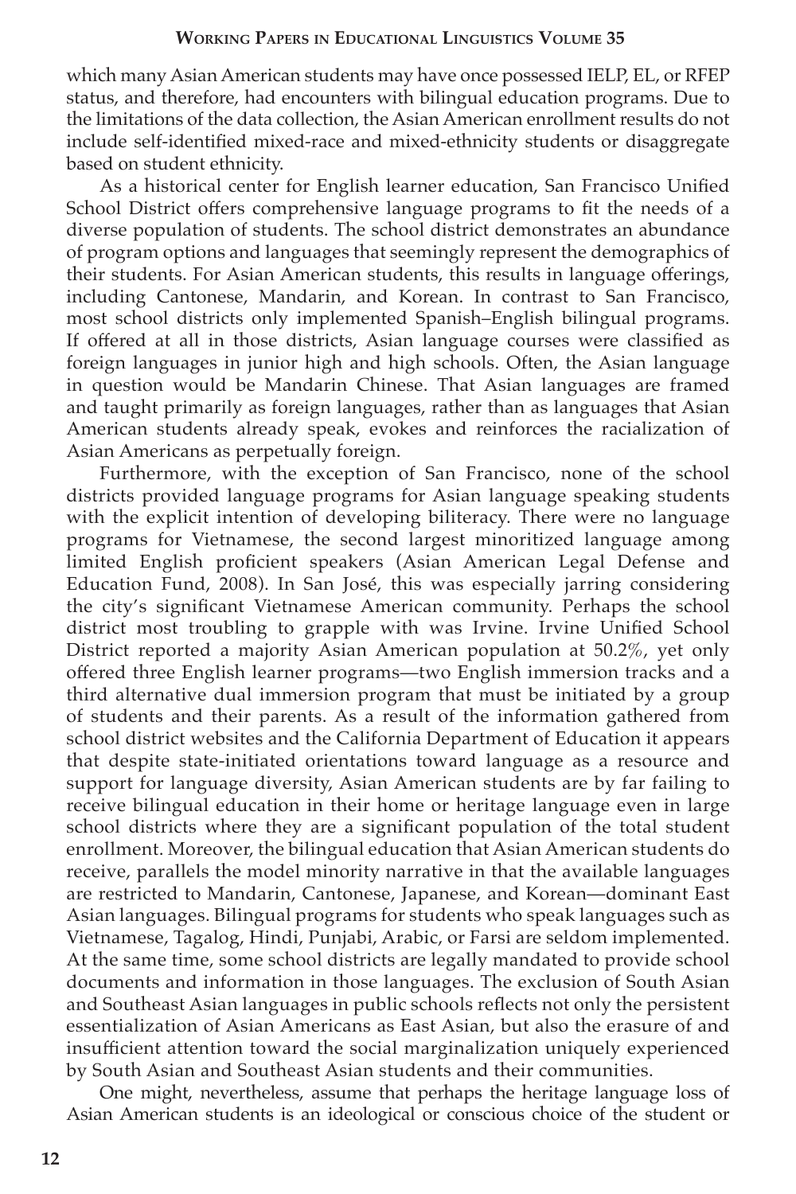which many Asian American students may have once possessed IELP, EL, or RFEP status, and therefore, had encounters with bilingual education programs. Due to the limitations of the data collection, the Asian American enrollment results do not include self-identified mixed-race and mixed-ethnicity students or disaggregate based on student ethnicity.

As a historical center for English learner education, San Francisco Unified School District offers comprehensive language programs to fit the needs of a diverse population of students. The school district demonstrates an abundance of program options and languages that seemingly represent the demographics of their students. For Asian American students, this results in language offerings, including Cantonese, Mandarin, and Korean. In contrast to San Francisco, most school districts only implemented Spanish–English bilingual programs. If offered at all in those districts, Asian language courses were classified as foreign languages in junior high and high schools. Often, the Asian language in question would be Mandarin Chinese. That Asian languages are framed and taught primarily as foreign languages, rather than as languages that Asian American students already speak, evokes and reinforces the racialization of Asian Americans as perpetually foreign.

Furthermore, with the exception of San Francisco, none of the school districts provided language programs for Asian language speaking students with the explicit intention of developing biliteracy. There were no language programs for Vietnamese, the second largest minoritized language among limited English proficient speakers (Asian American Legal Defense and Education Fund, 2008). In San José, this was especially jarring considering the city's significant Vietnamese American community. Perhaps the school district most troubling to grapple with was Irvine. Irvine Unified School District reported a majority Asian American population at 50.2%, yet only offered three English learner programs—two English immersion tracks and a third alternative dual immersion program that must be initiated by a group of students and their parents. As a result of the information gathered from school district websites and the California Department of Education it appears that despite state-initiated orientations toward language as a resource and support for language diversity, Asian American students are by far failing to receive bilingual education in their home or heritage language even in large school districts where they are a significant population of the total student enrollment. Moreover, the bilingual education that Asian American students do receive, parallels the model minority narrative in that the available languages are restricted to Mandarin, Cantonese, Japanese, and Korean—dominant East Asian languages. Bilingual programs for students who speak languages such as Vietnamese, Tagalog, Hindi, Punjabi, Arabic, or Farsi are seldom implemented. At the same time, some school districts are legally mandated to provide school documents and information in those languages. The exclusion of South Asian and Southeast Asian languages in public schools reflects not only the persistent essentialization of Asian Americans as East Asian, but also the erasure of and insufficient attention toward the social marginalization uniquely experienced by South Asian and Southeast Asian students and their communities.

One might, nevertheless, assume that perhaps the heritage language loss of Asian American students is an ideological or conscious choice of the student or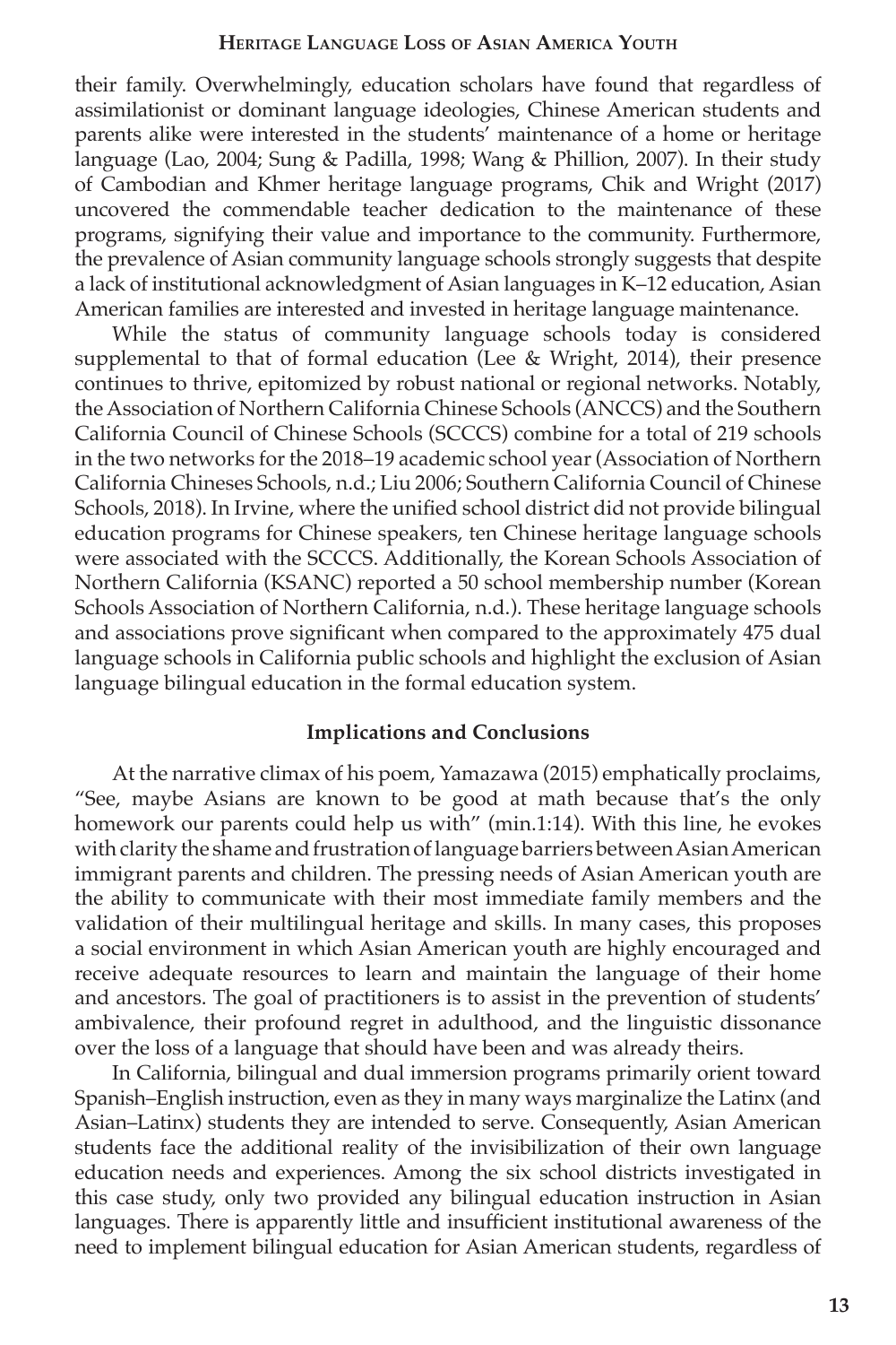their family. Overwhelmingly, education scholars have found that regardless of assimilationist or dominant language ideologies, Chinese American students and parents alike were interested in the students' maintenance of a home or heritage language (Lao, 2004; Sung & Padilla, 1998; Wang & Phillion, 2007). In their study of Cambodian and Khmer heritage language programs, Chik and Wright (2017) uncovered the commendable teacher dedication to the maintenance of these programs, signifying their value and importance to the community. Furthermore, the prevalence of Asian community language schools strongly suggests that despite a lack of institutional acknowledgment of Asian languages in K–12 education, Asian American families are interested and invested in heritage language maintenance.

While the status of community language schools today is considered supplemental to that of formal education (Lee & Wright, 2014), their presence continues to thrive, epitomized by robust national or regional networks. Notably, the Association of Northern California Chinese Schools (ANCCS) and the Southern California Council of Chinese Schools (SCCCS) combine for a total of 219 schools in the two networks for the 2018–19 academic school year (Association of Northern California Chineses Schools, n.d.; Liu 2006; Southern California Council of Chinese Schools, 2018). In Irvine, where the unified school district did not provide bilingual education programs for Chinese speakers, ten Chinese heritage language schools were associated with the SCCCS. Additionally, the Korean Schools Association of Northern California (KSANC) reported a 50 school membership number (Korean Schools Association of Northern California, n.d.). These heritage language schools and associations prove significant when compared to the approximately 475 dual language schools in California public schools and highlight the exclusion of Asian language bilingual education in the formal education system.

## Implications and Conclusions

At the narrative climax of his poem, Yamazawa (2015) emphatically proclaims, "See, maybe Asians are known to be good at math because that's the only homework our parents could help us with" (min.1:14). With this line, he evokes with clarity the shame and frustration of language barriers between Asian American immigrant parents and children. The pressing needs of Asian American youth are the ability to communicate with their most immediate family members and the validation of their multilingual heritage and skills. In many cases, this proposes a social environment in which Asian American youth are highly encouraged and receive adequate resources to learn and maintain the language of their home and ancestors. The goal of practitioners is to assist in the prevention of students' ambivalence, their profound regret in adulthood, and the linguistic dissonance over the loss of a language that should have been and was already theirs.

In California, bilingual and dual immersion programs primarily orient toward Spanish–English instruction, even as they in many ways marginalize the Latinx (and Asian–Latinx) students they are intended to serve. Consequently, Asian American students face the additional reality of the invisibilization of their own language education needs and experiences. Among the six school districts investigated in this case study, only two provided any bilingual education instruction in Asian languages. There is apparently little and insufficient institutional awareness of the need to implement bilingual education for Asian American students, regardless of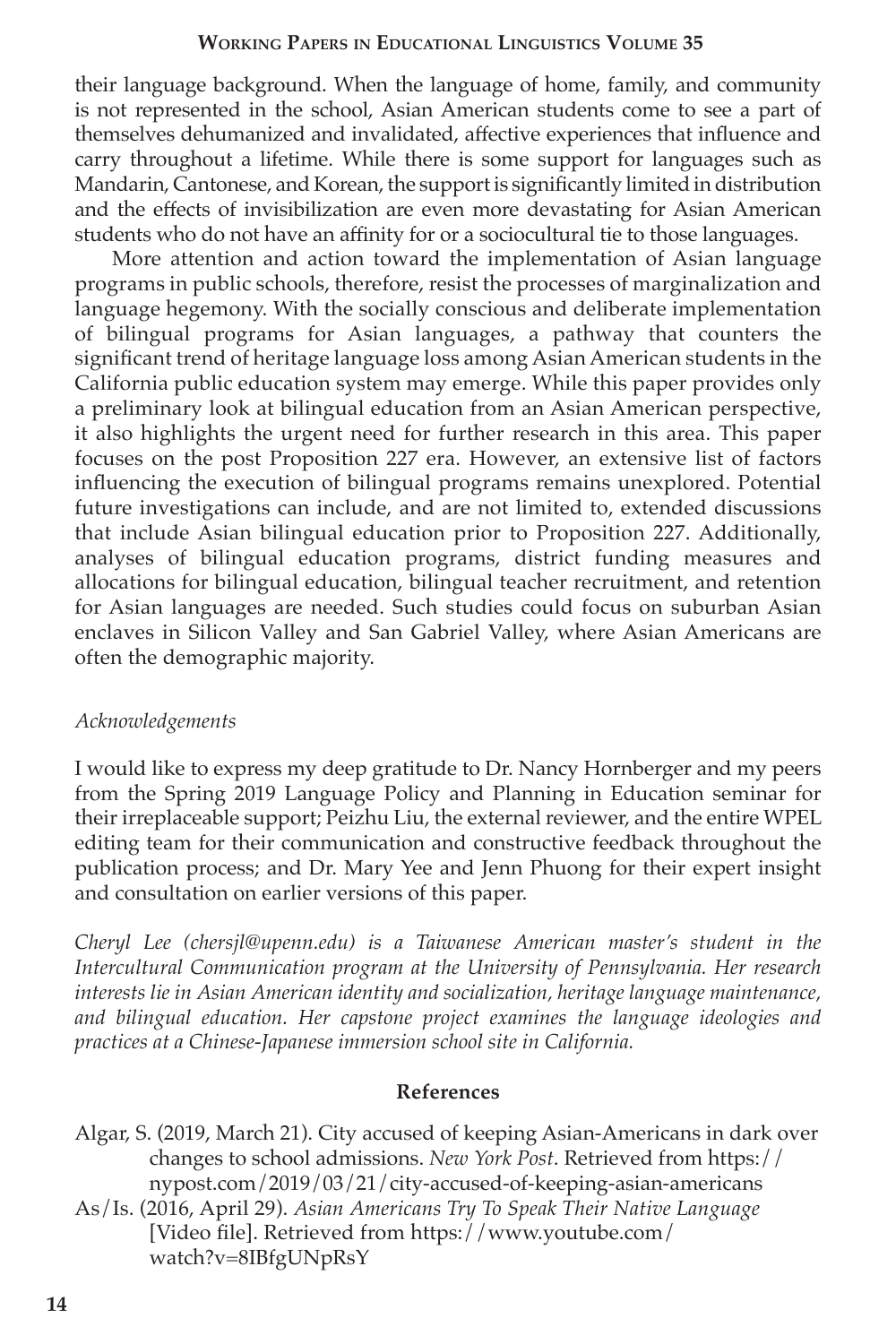their language background. When the language of home, family, and community is not represented in the school, Asian American students come to see a part of themselves dehumanized and invalidated, affective experiences that influence and carry throughout a lifetime. While there is some support for languages such as Mandarin, Cantonese, and Korean, the support is significantly limited in distribution and the effects of invisibilization are even more devastating for Asian American students who do not have an affinity for or a sociocultural tie to those languages.

More attention and action toward the implementation of Asian language programs in public schools, therefore, resist the processes of marginalization and language hegemony. With the socially conscious and deliberate implementation of bilingual programs for Asian languages, a pathway that counters the significant trend of heritage language loss among Asian American students in the California public education system may emerge. While this paper provides only a preliminary look at bilingual education from an Asian American perspective, it also highlights the urgent need for further research in this area. This paper focuses on the post Proposition 227 era. However, an extensive list of factors influencing the execution of bilingual programs remains unexplored. Potential future investigations can include, and are not limited to, extended discussions that include Asian bilingual education prior to Proposition 227. Additionally, analyses of bilingual education programs, district funding measures and allocations for bilingual education, bilingual teacher recruitment, and retention for Asian languages are needed. Such studies could focus on suburban Asian enclaves in Silicon Valley and San Gabriel Valley, where Asian Americans are often the demographic majority.

*Acknowledgements*

I would like to express my deep gratitude to Dr. Nancy Hornberger and my peers from the Spring 2019 Language Policy and Planning in Education seminar for their irreplaceable support; Peizhu Liu, the external reviewer, and the entire WPEL editing team for their communication and constructive feedback throughout the publication process; and Dr. Mary Yee and Jenn Phuong for their expert insight and consultation on earlier versions of this paper.

*Cheryl Lee (chersjl@upenn.edu) is a Taiwanese American master's student in the Intercultural Communication program at the University of Pennsylvania. Her research interests lie in Asian American identity and socialization, heritage language maintenance, and bilingual education. Her capstone project examines the language ideologies and practices at a Chinese-Japanese immersion school site in California.*

## References

Algar, S. (2019, March 21). City accused of keeping Asian-Americans in dark over changes to school admissions. *New York Post*. Retrieved from https://nypost.com/2019/03/21/city-accused-of-keeping-asian-americans

As/Is. (2016, April 29). *Asian Americans Try To Speak Their Native Language* [Video file]. Retrieved from https://www.youtube.com/watch?v=8IBfgUNpRsY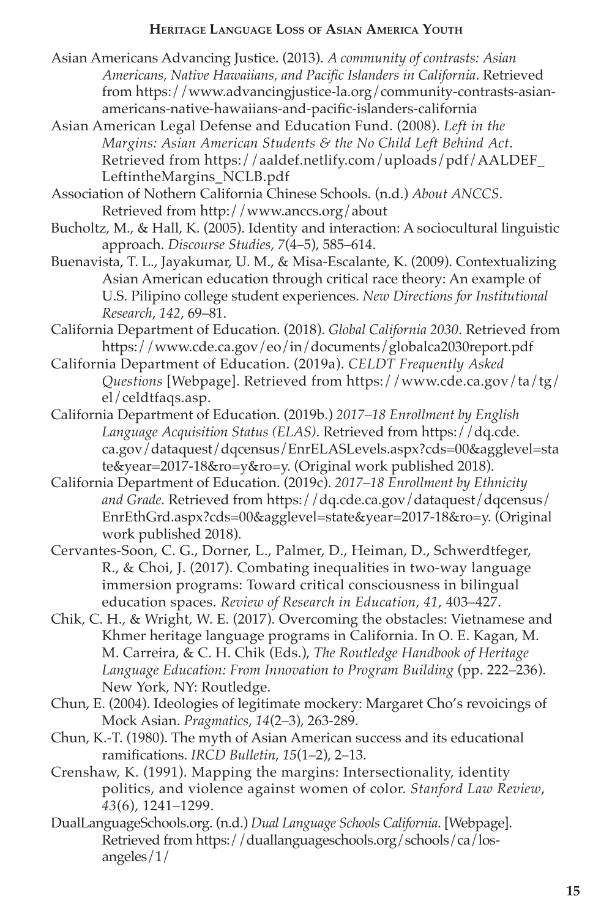Asian Americans Advancing Justice. (2013). *A community of contrasts: Asian Americans, Native Hawaiians, and Pacific Islanders in California*. Retrieved from https://www.advancingjustice-la.org/community-contrasts-asian-americans-native-hawaiians-and-pacific-islanders-california

Asian American Legal Defense and Education Fund. (2008). *Left in the Margins: Asian American Students & the No Child Left Behind Act*. Retrieved from https://aaldef.netlify.com/uploads/pdf/AALDEF_LeftintheMargins_NCLB.pdf

Association of Nothern California Chinese Schools. (n.d.) *About ANCCS*. Retrieved from http://www.anccs.org/about

Bucholtz, M., & Hall, K. (2005). Identity and interaction: A sociocultural linguistic approach. *Discourse Studies, 7*(4–5), 585–614.

Buenavista, T. L., Jayakumar, U. M., & Misa-Escalante, K. (2009). Contextualizing Asian American education through critical race theory: An example of U.S. Pilipino college student experiences. *New Directions for Institutional Research*, *142*, 69–81.

California Department of Education. (2018). *Global California 2030*. Retrieved from https://www.cde.ca.gov/eo/in/documents/globalca2030report.pdf

California Department of Education. (2019a). *CELDT Frequently Asked Questions* [Webpage]. Retrieved from https://www.cde.ca.gov/ta/tg/el/celdtfaqs.asp.

California Department of Education. (2019b.) *2017–18 Enrollment by English Language Acquisition Status (ELAS)*. Retrieved from https://dq.cde.ca.gov/dataquest/dqcensus/EnrELASLevels.aspx?cds=00&agglevel=state&year=2017-18&ro=y&ro=y. (Original work published 2018).

California Department of Education. (2019c). *2017–18 Enrollment by Ethnicity and Grade*. Retrieved from https://dq.cde.ca.gov/dataquest/dqcensus/EnrEthGrd.aspx?cds=00&agglevel=state&year=2017-18&ro=y. (Original work published 2018).

Cervantes-Soon, C. G., Dorner, L., Palmer, D., Heiman, D., Schwerdtfeger, R., & Choi, J. (2017). Combating inequalities in two-way language immersion programs: Toward critical consciousness in bilingual education spaces. *Review of Research in Education*, *41*, 403–427.

Chik, C. H., & Wright, W. E. (2017). Overcoming the obstacles: Vietnamese and Khmer heritage language programs in California. In O. E. Kagan, M. M. Carreira, & C. H. Chik (Eds.), *The Routledge Handbook of Heritage Language Education: From Innovation to Program Building* (pp. 222–236). New York, NY: Routledge.

Chun, E. (2004). Ideologies of legitimate mockery: Margaret Cho's revoicings of Mock Asian. *Pragmatics*, *14*(2–3), 263-289.

Chun, K.-T. (1980). The myth of Asian American success and its educational ramifications. *IRCD Bulletin*, *15*(1–2), 2–13.

Crenshaw, K. (1991). Mapping the margins: Intersectionality, identity politics, and violence against women of color. *Stanford Law Review*, *43*(6), 1241–1299.

DualLanguageSchools.org. (n.d.) *Dual Language Schools California*. [Webpage]. Retrieved from https://duallanguageschools.org/schools/ca/los-angeles/1/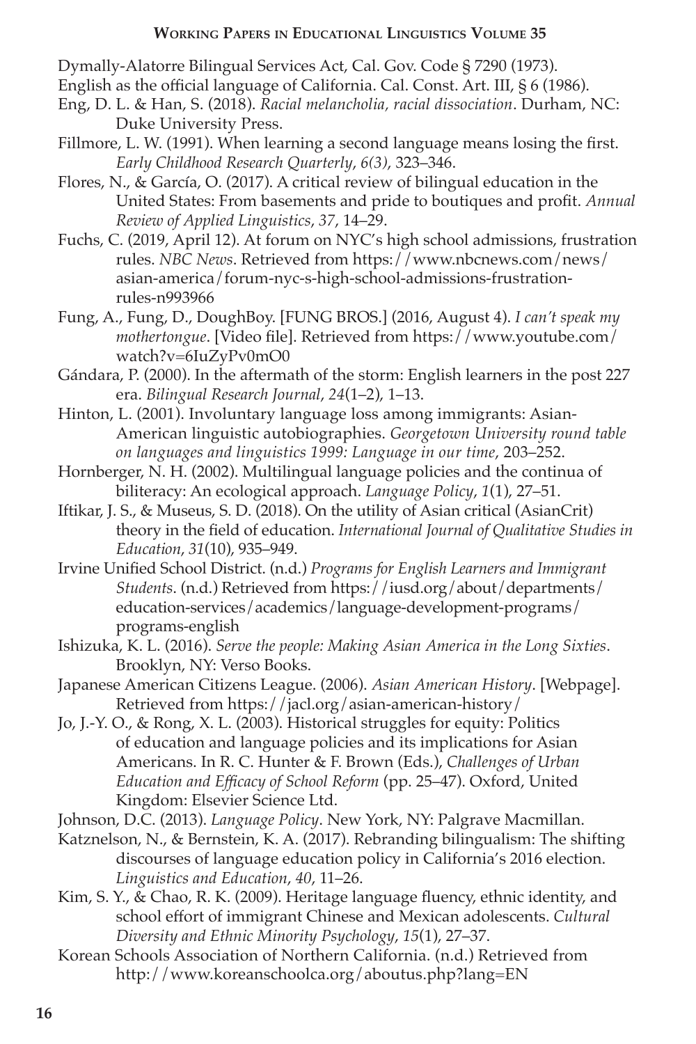Dymally-Alatorre Bilingual Services Act, Cal. Gov. Code § 7290 (1973).

English as the official language of California. Cal. Const. Art. III, § 6 (1986).

Eng, D. L. & Han, S. (2018). *Racial melancholia, racial dissociation*. Durham, NC: Duke University Press.

Fillmore, L. W. (1991). When learning a second language means losing the first. *Early Childhood Research Quarterly*, *6(3)*, 323–346.

Flores, N., & García, O. (2017). A critical review of bilingual education in the United States: From basements and pride to boutiques and profit. *Annual Review of Applied Linguistics*, *37*, 14–29.

Fuchs, C. (2019, April 12). At forum on NYC's high school admissions, frustration rules. *NBC News*. Retrieved from https://www.nbcnews.com/news/asian-america/forum-nyc-s-high-school-admissions-frustration-rules-n993966

Fung, A., Fung, D., DoughBoy. [FUNG BROS.] (2016, August 4). *I can't speak my mothertongue*. [Video file]. Retrieved from https://www.youtube.com/watch?v=6IuZyPv0mO0

Gándara, P. (2000). In the aftermath of the storm: English learners in the post 227 era. *Bilingual Research Journal*, *24*(1–2), 1–13.

Hinton, L. (2001). Involuntary language loss among immigrants: Asian-American linguistic autobiographies. *Georgetown University round table on languages and linguistics 1999: Language in our time*, 203–252.

Hornberger, N. H. (2002). Multilingual language policies and the continua of biliteracy: An ecological approach. *Language Policy*, *1*(1), 27–51.

Iftikar, J. S., & Museus, S. D. (2018). On the utility of Asian critical (AsianCrit) theory in the field of education. *International Journal of Qualitative Studies in Education*, *31*(10), 935–949.

Irvine Unified School District. (n.d.) *Programs for English Learners and Immigrant Students*. (n.d.) Retrieved from https://iusd.org/about/departments/education-services/academics/language-development-programs/programs-english

Ishizuka, K. L. (2016). *Serve the people: Making Asian America in the Long Sixties*. Brooklyn, NY: Verso Books.

Japanese American Citizens League. (2006). *Asian American History*. [Webpage]. Retrieved from https://jacl.org/asian-american-history/

Jo, J.-Y. O., & Rong, X. L. (2003). Historical struggles for equity: Politics of education and language policies and its implications for Asian Americans. In R. C. Hunter & F. Brown (Eds.), *Challenges of Urban Education and Efficacy of School Reform* (pp. 25–47). Oxford, United Kingdom: Elsevier Science Ltd.

Johnson, D.C. (2013). *Language Policy*. New York, NY: Palgrave Macmillan.

Katznelson, N., & Bernstein, K. A. (2017). Rebranding bilingualism: The shifting discourses of language education policy in California's 2016 election. *Linguistics and Education*, *40*, 11–26.

Kim, S. Y., & Chao, R. K. (2009). Heritage language fluency, ethnic identity, and school effort of immigrant Chinese and Mexican adolescents. *Cultural Diversity and Ethnic Minority Psychology*, *15*(1), 27–37.

Korean Schools Association of Northern California. (n.d.) Retrieved from http://www.koreanschoolca.org/aboutus.php?lang=EN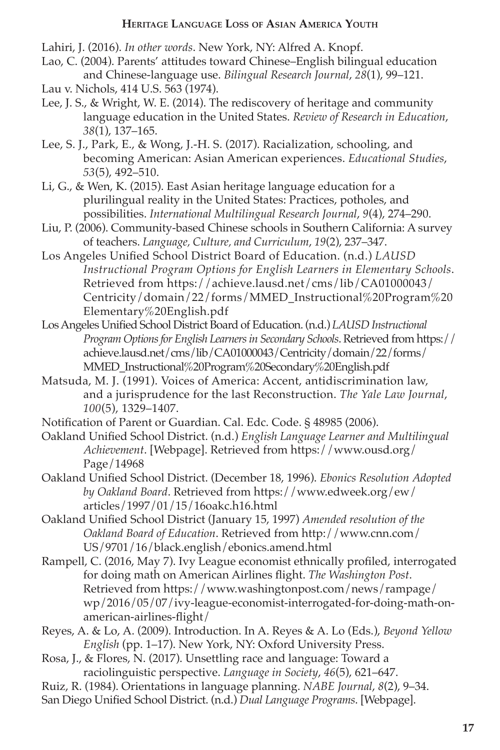Lahiri, J. (2016). *In other words*. New York, NY: Alfred A. Knopf.

Lao, C. (2004). Parents' attitudes toward Chinese–English bilingual education and Chinese-language use. *Bilingual Research Journal*, *28*(1), 99–121.

Lau v. Nichols, 414 U.S. 563 (1974).

Lee, J. S., & Wright, W. E. (2014). The rediscovery of heritage and community language education in the United States. *Review of Research in Education*, *38*(1), 137–165.

Lee, S. J., Park, E., & Wong, J.-H. S. (2017). Racialization, schooling, and becoming American: Asian American experiences. *Educational Studies*, *53*(5), 492–510.

Li, G., & Wen, K. (2015). East Asian heritage language education for a plurilingual reality in the United States: Practices, potholes, and possibilities. *International Multilingual Research Journal*, *9*(4), 274–290.

Liu, P. (2006). Community-based Chinese schools in Southern California: A survey of teachers. *Language, Culture, and Curriculum*, *19*(2), 237–347.

Los Angeles Unified School District Board of Education. (n.d.) *LAUSD Instructional Program Options for English Learners in Elementary Schools*. Retrieved from https://achieve.lausd.net/cms/lib/CA01000043/Centricity/domain/22/forms/MMED_Instructional%20Program%20Elementary%20English.pdf

Los Angeles Unified School District Board of Education. (n.d.) *LAUSD Instructional Program Options for English Learners in Secondary Schools*. Retrieved from https://achieve.lausd.net/cms/lib/CA01000043/Centricity/domain/22/forms/MMED_Instructional%20Program%20Secondary%20English.pdf

Matsuda, M. J. (1991). Voices of America: Accent, antidiscrimination law, and a jurisprudence for the last Reconstruction. *The Yale Law Journal*, *100*(5), 1329–1407.

Notification of Parent or Guardian. Cal. Edc. Code. § 48985 (2006).

Oakland Unified School District. (n.d.) *English Language Learner and Multilingual Achievement*. [Webpage]. Retrieved from https://www.ousd.org/Page/14968

Oakland Unified School District. (December 18, 1996). *Ebonics Resolution Adopted by Oakland Board*. Retrieved from https://www.edweek.org/ew/articles/1997/01/15/16oakc.h16.html

Oakland Unified School District (January 15, 1997) *Amended resolution of the Oakland Board of Education*. Retrieved from http://www.cnn.com/US/9701/16/black.english/ebonics.amend.html

Rampell, C. (2016, May 7). Ivy League economist ethnically profiled, interrogated for doing math on American Airlines flight. *The Washington Post*. Retrieved from https://www.washingtonpost.com/news/rampage/wp/2016/05/07/ivy-league-economist-interrogated-for-doing-math-on-american-airlines-flight/

Reyes, A. & Lo, A. (2009). Introduction. In A. Reyes & A. Lo (Eds.), *Beyond Yellow English* (pp. 1–17). New York, NY: Oxford University Press.

Rosa, J., & Flores, N. (2017). Unsettling race and language: Toward a raciolinguistic perspective. *Language in Society*, *46*(5), 621–647.

Ruiz, R. (1984). Orientations in language planning. *NABE Journal*, *8*(2), 9–34.

San Diego Unified School District. (n.d.) *Dual Language Programs*. [Webpage].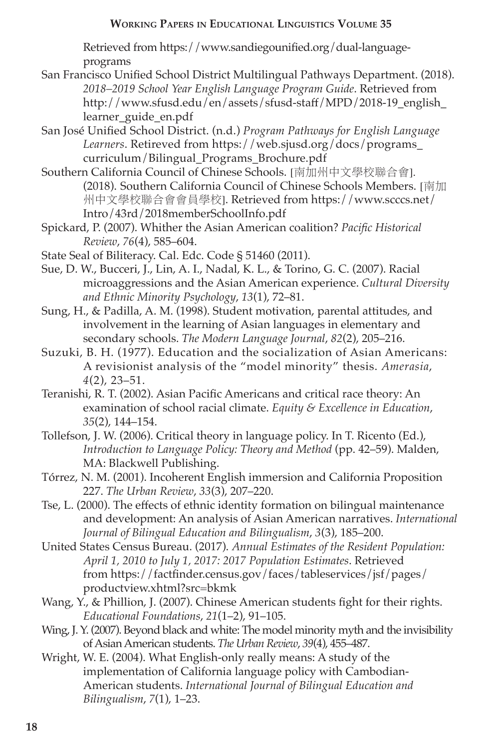Retrieved from https://www.sandiegounified.org/dual-language-programs

San Francisco Unified School District Multilingual Pathways Department. (2018). *2018–2019 School Year English Language Program Guide*. Retrieved from http://www.sfusd.edu/en/assets/sfusd-staff/MPD/2018-19_english_learner_guide_en.pdf

San José Unified School District. (n.d.) *Program Pathways for English Language Learners*. Retrieved from https://web.sjusd.org/docs/programs_curriculum/Bilingual_Programs_Brochure.pdf

Southern California Council of Chinese Schools. [南加州中文學校聯合會]. (2018). Southern California Council of Chinese Schools Members. [南加州中文學校聯合會會員學校]. Retrieved from https://www.scccs.net/Intro/43rd/2018memberSchoolInfo.pdf

Spickard, P. (2007). Whither the Asian American coalition? *Pacific Historical Review*, *76*(4), 585–604.

State Seal of Biliteracy. Cal. Edc. Code § 51460 (2011).

Sue, D. W., Bucceri, J., Lin, A. I., Nadal, K. L., & Torino, G. C. (2007). Racial microaggressions and the Asian American experience. *Cultural Diversity and Ethnic Minority Psychology*, *13*(1), 72–81.

Sung, H., & Padilla, A. M. (1998). Student motivation, parental attitudes, and involvement in the learning of Asian languages in elementary and secondary schools. *The Modern Language Journal*, *82*(2), 205–216.

Suzuki, B. H. (1977). Education and the socialization of Asian Americans: A revisionist analysis of the "model minority" thesis. *Amerasia*, *4*(2), 23–51.

Teranishi, R. T. (2002). Asian Pacific Americans and critical race theory: An examination of school racial climate. *Equity & Excellence in Education*, *35*(2), 144–154.

Tollefson, J. W. (2006). Critical theory in language policy. In T. Ricento (Ed.), *Introduction to Language Policy: Theory and Method* (pp. 42–59). Malden, MA: Blackwell Publishing.

Tórrez, N. M. (2001). Incoherent English immersion and California Proposition 227. *The Urban Review*, *33*(3), 207–220.

Tse, L. (2000). The effects of ethnic identity formation on bilingual maintenance and development: An analysis of Asian American narratives. *International Journal of Bilingual Education and Bilingualism*, *3*(3), 185–200.

United States Census Bureau. (2017). *Annual Estimates of the Resident Population: April 1, 2010 to July 1, 2017: 2017 Population Estimates*. Retrieved from https://factfinder.census.gov/faces/tableservices/jsf/pages/productview.xhtml?src=bkmk

Wang, Y., & Phillion, J. (2007). Chinese American students fight for their rights. *Educational Foundations*, *21*(1–2), 91–105.

Wing, J. Y. (2007). Beyond black and white: The model minority myth and the invisibility of Asian American students. *The Urban Review*, *39*(4), 455–487.

Wright, W. E. (2004). What English-only really means: A study of the implementation of California language policy with Cambodian-American students. *International Journal of Bilingual Education and Bilingualism*, *7*(1), 1–23.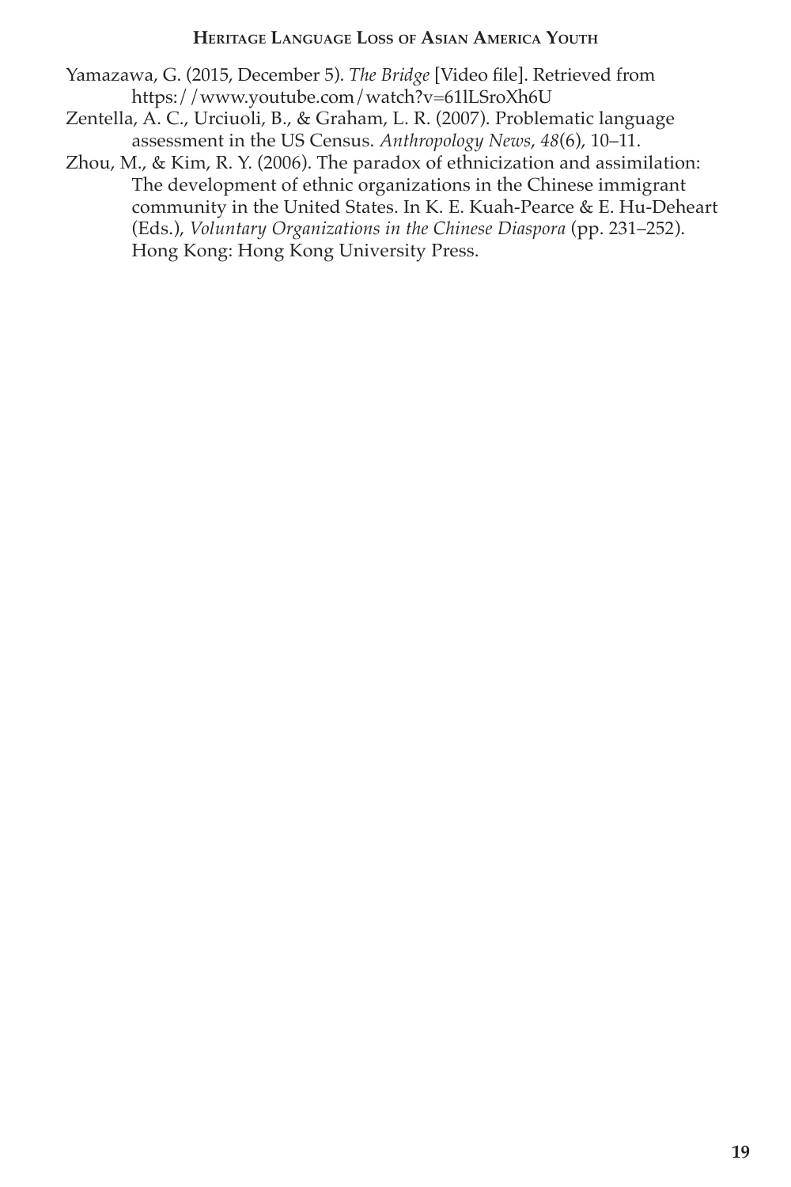Yamazawa, G. (2015, December 5). *The Bridge* [Video file]. Retrieved from https://www.youtube.com/watch?v=61lLSroXh6U

Zentella, A. C., Urciuoli, B., & Graham, L. R. (2007). Problematic language assessment in the US Census. *Anthropology News*, *48*(6), 10–11.

Zhou, M., & Kim, R. Y. (2006). The paradox of ethnicization and assimilation: The development of ethnic organizations in the Chinese immigrant community in the United States. In K. E. Kuah-Pearce & E. Hu-Deheart (Eds.), *Voluntary Organizations in the Chinese Diaspora* (pp. 231–252). Hong Kong: Hong Kong University Press.